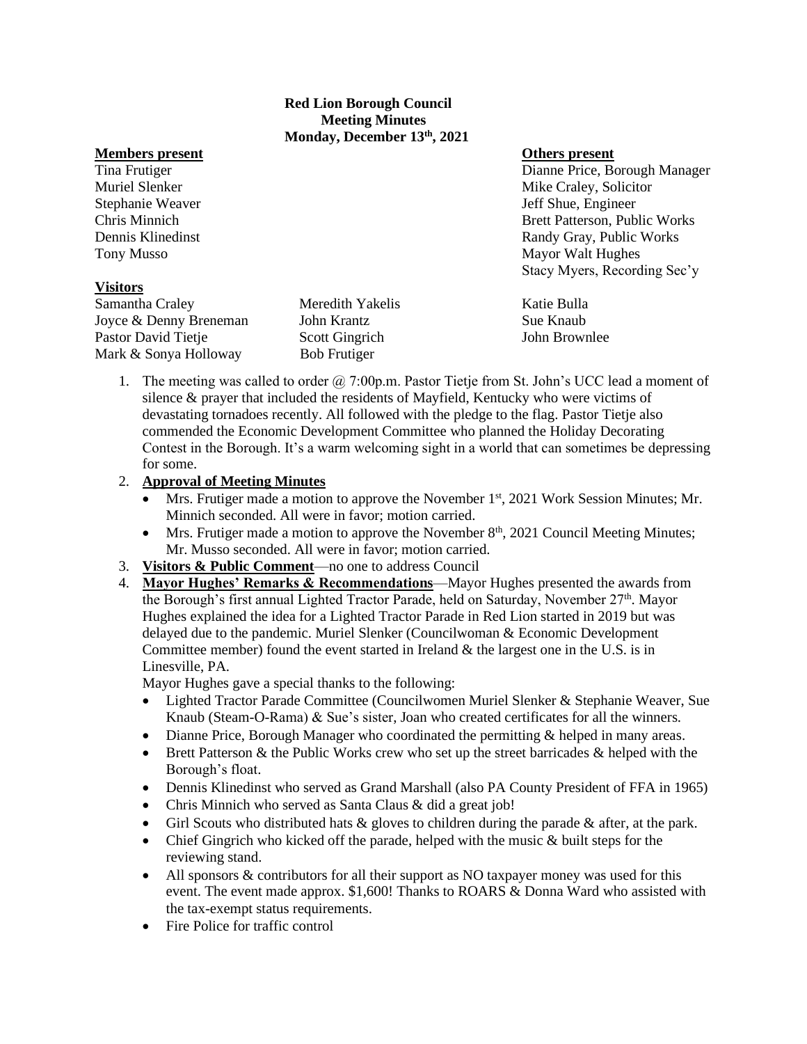**Red Lion Borough Council**
**Meeting Minutes**
**Monday, December 13th, 2021**

**Members present**

Tina Frutiger
Muriel Slenker
Stephanie Weaver
Chris Minnich
Dennis Klinedinst
Tony Musso

**Others present**

Dianne Price, Borough Manager
Mike Craley, Solicitor
Jeff Shue, Engineer
Brett Patterson, Public Works
Randy Gray, Public Works
Mayor Walt Hughes
Stacy Myers, Recording Sec'y

**Visitors**

| | | |
|---|---|---|
| Samantha Craley | Meredith Yakelis | Katie Bulla |
| Joyce & Denny Breneman | John Krantz | Sue Knaub |
| Pastor David Tietje | Scott Gingrich | John Brownlee |
| Mark & Sonya Holloway | Bob Frutiger | |

1. The meeting was called to order @ 7:00p.m. Pastor Tietje from St. John's UCC lead a moment of silence & prayer that included the residents of Mayfield, Kentucky who were victims of devastating tornadoes recently. All followed with the pledge to the flag. Pastor Tietje also commended the Economic Development Committee who planned the Holiday Decorating Contest in the Borough. It's a warm welcoming sight in a world that can sometimes be depressing for some.
2. **Approval of Meeting Minutes**
   - Mrs. Frutiger made a motion to approve the November 1st, 2021 Work Session Minutes; Mr. Minnich seconded. All were in favor; motion carried.
   - Mrs. Frutiger made a motion to approve the November 8th, 2021 Council Meeting Minutes; Mr. Musso seconded. All were in favor; motion carried.
3. **Visitors & Public Comment**—no one to address Council
4. **Mayor Hughes' Remarks & Recommendations**—Mayor Hughes presented the awards from the Borough's first annual Lighted Tractor Parade, held on Saturday, November 27th. Mayor Hughes explained the idea for a Lighted Tractor Parade in Red Lion started in 2019 but was delayed due to the pandemic. Muriel Slenker (Councilwoman & Economic Development Committee member) found the event started in Ireland & the largest one in the U.S. is in Linesville, PA.

   Mayor Hughes gave a special thanks to the following:
   - Lighted Tractor Parade Committee (Councilwomen Muriel Slenker & Stephanie Weaver, Sue Knaub (Steam-O-Rama) & Sue's sister, Joan who created certificates for all the winners.
   - Dianne Price, Borough Manager who coordinated the permitting & helped in many areas.
   - Brett Patterson & the Public Works crew who set up the street barricades & helped with the Borough's float.
   - Dennis Klinedinst who served as Grand Marshall (also PA County President of FFA in 1965)
   - Chris Minnich who served as Santa Claus & did a great job!
   - Girl Scouts who distributed hats & gloves to children during the parade & after, at the park.
   - Chief Gingrich who kicked off the parade, helped with the music & built steps for the reviewing stand.
   - All sponsors & contributors for all their support as NO taxpayer money was used for this event. The event made approx. $1,600! Thanks to ROARS & Donna Ward who assisted with the tax-exempt status requirements.
   - Fire Police for traffic control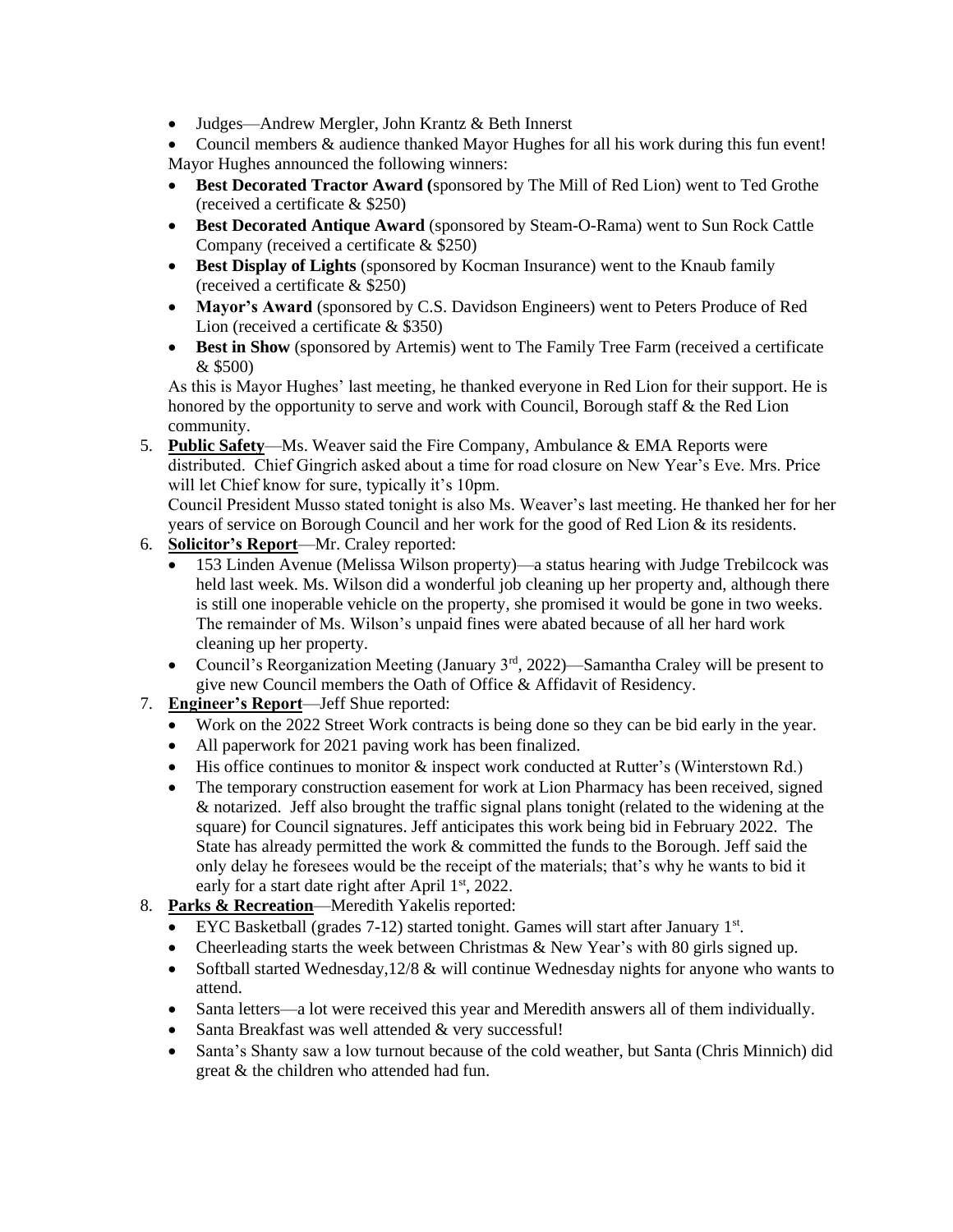- Judges—Andrew Mergler, John Krantz & Beth Innerst
- Council members & audience thanked Mayor Hughes for all his work during this fun event!

Mayor Hughes announced the following winners:

- **Best Decorated Tractor Award (**sponsored by The Mill of Red Lion) went to Ted Grothe (received a certificate & $250)
- **Best Decorated Antique Award** (sponsored by Steam-O-Rama) went to Sun Rock Cattle Company (received a certificate & $250)
- **Best Display of Lights** (sponsored by Kocman Insurance) went to the Knaub family (received a certificate & $250)
- **Mayor's Award** (sponsored by C.S. Davidson Engineers) went to Peters Produce of Red Lion (received a certificate & $350)
- **Best in Show** (sponsored by Artemis) went to The Family Tree Farm (received a certificate & $500)

As this is Mayor Hughes' last meeting, he thanked everyone in Red Lion for their support. He is honored by the opportunity to serve and work with Council, Borough staff & the Red Lion community.

5. **Public Safety**—Ms. Weaver said the Fire Company, Ambulance & EMA Reports were distributed. Chief Gingrich asked about a time for road closure on New Year's Eve. Mrs. Price will let Chief know for sure, typically it's 10pm.
   Council President Musso stated tonight is also Ms. Weaver's last meeting. He thanked her for her years of service on Borough Council and her work for the good of Red Lion & its residents.
6. **Solicitor's Report**—Mr. Craley reported:
   - 153 Linden Avenue (Melissa Wilson property)—a status hearing with Judge Trebilcock was held last week. Ms. Wilson did a wonderful job cleaning up her property and, although there is still one inoperable vehicle on the property, she promised it would be gone in two weeks. The remainder of Ms. Wilson's unpaid fines were abated because of all her hard work cleaning up her property.
   - Council's Reorganization Meeting (January 3rd, 2022)—Samantha Craley will be present to give new Council members the Oath of Office & Affidavit of Residency.
7. **Engineer's Report**—Jeff Shue reported:
   - Work on the 2022 Street Work contracts is being done so they can be bid early in the year.
   - All paperwork for 2021 paving work has been finalized.
   - His office continues to monitor & inspect work conducted at Rutter's (Winterstown Rd.)
   - The temporary construction easement for work at Lion Pharmacy has been received, signed & notarized. Jeff also brought the traffic signal plans tonight (related to the widening at the square) for Council signatures. Jeff anticipates this work being bid in February 2022. The State has already permitted the work & committed the funds to the Borough. Jeff said the only delay he foresees would be the receipt of the materials; that's why he wants to bid it early for a start date right after April 1st, 2022.
8. **Parks & Recreation**—Meredith Yakelis reported:
   - EYC Basketball (grades 7-12) started tonight. Games will start after January 1st.
   - Cheerleading starts the week between Christmas & New Year's with 80 girls signed up.
   - Softball started Wednesday,12/8 & will continue Wednesday nights for anyone who wants to attend.
   - Santa letters—a lot were received this year and Meredith answers all of them individually.
   - Santa Breakfast was well attended & very successful!
   - Santa's Shanty saw a low turnout because of the cold weather, but Santa (Chris Minnich) did great & the children who attended had fun.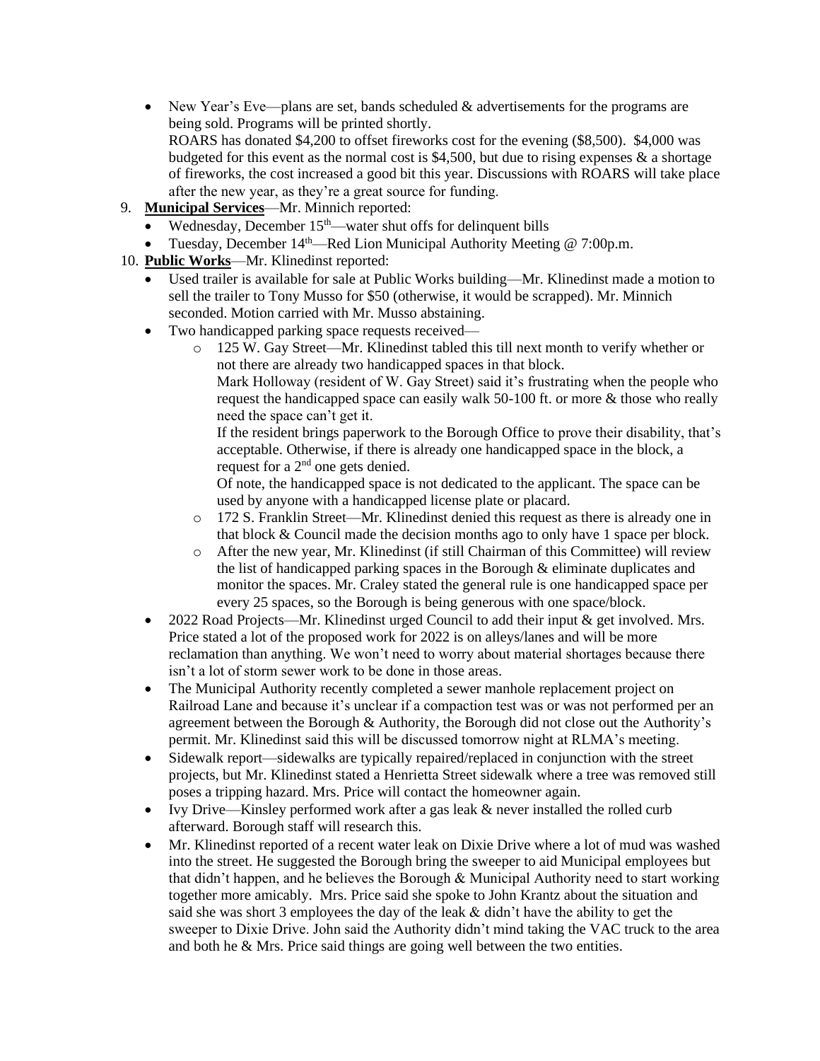- New Year's Eve—plans are set, bands scheduled & advertisements for the programs are being sold. Programs will be printed shortly.
  ROARS has donated $4,200 to offset fireworks cost for the evening ($8,500). $4,000 was budgeted for this event as the normal cost is $4,500, but due to rising expenses & a shortage of fireworks, the cost increased a good bit this year. Discussions with ROARS will take place after the new year, as they're a great source for funding.

9. **Municipal Services**—Mr. Minnich reported:
   - Wednesday, December 15th—water shut offs for delinquent bills
   - Tuesday, December 14th—Red Lion Municipal Authority Meeting @ 7:00p.m.
10. **Public Works**—Mr. Klinedinst reported:
    - Used trailer is available for sale at Public Works building—Mr. Klinedinst made a motion to sell the trailer to Tony Musso for $50 (otherwise, it would be scrapped). Mr. Minnich seconded. Motion carried with Mr. Musso abstaining.
    - Two handicapped parking space requests received—
      - 125 W. Gay Street—Mr. Klinedinst tabled this till next month to verify whether or not there are already two handicapped spaces in that block.
        Mark Holloway (resident of W. Gay Street) said it's frustrating when the people who request the handicapped space can easily walk 50-100 ft. or more & those who really need the space can't get it.
        If the resident brings paperwork to the Borough Office to prove their disability, that's acceptable. Otherwise, if there is already one handicapped space in the block, a request for a 2nd one gets denied.
        Of note, the handicapped space is not dedicated to the applicant. The space can be used by anyone with a handicapped license plate or placard.
      - 172 S. Franklin Street—Mr. Klinedinst denied this request as there is already one in that block & Council made the decision months ago to only have 1 space per block.
      - After the new year, Mr. Klinedinst (if still Chairman of this Committee) will review the list of handicapped parking spaces in the Borough & eliminate duplicates and monitor the spaces. Mr. Craley stated the general rule is one handicapped space per every 25 spaces, so the Borough is being generous with one space/block.
    - 2022 Road Projects—Mr. Klinedinst urged Council to add their input & get involved. Mrs. Price stated a lot of the proposed work for 2022 is on alleys/lanes and will be more reclamation than anything. We won't need to worry about material shortages because there isn't a lot of storm sewer work to be done in those areas.
    - The Municipal Authority recently completed a sewer manhole replacement project on Railroad Lane and because it's unclear if a compaction test was or was not performed per an agreement between the Borough & Authority, the Borough did not close out the Authority's permit. Mr. Klinedinst said this will be discussed tomorrow night at RLMA's meeting.
    - Sidewalk report—sidewalks are typically repaired/replaced in conjunction with the street projects, but Mr. Klinedinst stated a Henrietta Street sidewalk where a tree was removed still poses a tripping hazard. Mrs. Price will contact the homeowner again.
    - Ivy Drive—Kinsley performed work after a gas leak & never installed the rolled curb afterward. Borough staff will research this.
    - Mr. Klinedinst reported of a recent water leak on Dixie Drive where a lot of mud was washed into the street. He suggested the Borough bring the sweeper to aid Municipal employees but that didn't happen, and he believes the Borough & Municipal Authority need to start working together more amicably. Mrs. Price said she spoke to John Krantz about the situation and said she was short 3 employees the day of the leak & didn't have the ability to get the sweeper to Dixie Drive. John said the Authority didn't mind taking the VAC truck to the area and both he & Mrs. Price said things are going well between the two entities.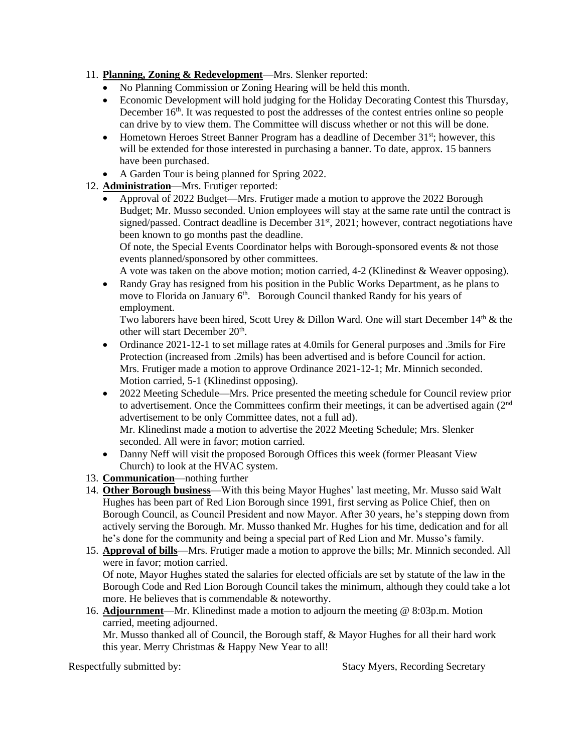11. **Planning, Zoning & Redevelopment**—Mrs. Slenker reported:
    - No Planning Commission or Zoning Hearing will be held this month.
    - Economic Development will hold judging for the Holiday Decorating Contest this Thursday, December 16th. It was requested to post the addresses of the contest entries online so people can drive by to view them. The Committee will discuss whether or not this will be done.
    - Hometown Heroes Street Banner Program has a deadline of December 31st; however, this will be extended for those interested in purchasing a banner. To date, approx. 15 banners have been purchased.
    - A Garden Tour is being planned for Spring 2022.
12. **Administration**—Mrs. Frutiger reported:
    - Approval of 2022 Budget—Mrs. Frutiger made a motion to approve the 2022 Borough Budget; Mr. Musso seconded. Union employees will stay at the same rate until the contract is signed/passed. Contract deadline is December 31st, 2021; however, contract negotiations have been known to go months past the deadline.
      Of note, the Special Events Coordinator helps with Borough-sponsored events & not those events planned/sponsored by other committees.
      A vote was taken on the above motion; motion carried, 4-2 (Klinedinst & Weaver opposing).
    - Randy Gray has resigned from his position in the Public Works Department, as he plans to move to Florida on January 6th. Borough Council thanked Randy for his years of employment.
      Two laborers have been hired, Scott Urey & Dillon Ward. One will start December 14th & the other will start December 20th.
    - Ordinance 2021-12-1 to set millage rates at 4.0mils for General purposes and .3mils for Fire Protection (increased from .2mils) has been advertised and is before Council for action. Mrs. Frutiger made a motion to approve Ordinance 2021-12-1; Mr. Minnich seconded. Motion carried, 5-1 (Klinedinst opposing).
    - 2022 Meeting Schedule—Mrs. Price presented the meeting schedule for Council review prior to advertisement. Once the Committees confirm their meetings, it can be advertised again (2nd advertisement to be only Committee dates, not a full ad).
      Mr. Klinedinst made a motion to advertise the 2022 Meeting Schedule; Mrs. Slenker seconded. All were in favor; motion carried.
    - Danny Neff will visit the proposed Borough Offices this week (former Pleasant View Church) to look at the HVAC system.
13. **Communication**—nothing further
14. **Other Borough business**—With this being Mayor Hughes' last meeting, Mr. Musso said Walt Hughes has been part of Red Lion Borough since 1991, first serving as Police Chief, then on Borough Council, as Council President and now Mayor. After 30 years, he's stepping down from actively serving the Borough. Mr. Musso thanked Mr. Hughes for his time, dedication and for all he's done for the community and being a special part of Red Lion and Mr. Musso's family.
15. **Approval of bills**—Mrs. Frutiger made a motion to approve the bills; Mr. Minnich seconded. All were in favor; motion carried.
    Of note, Mayor Hughes stated the salaries for elected officials are set by statute of the law in the Borough Code and Red Lion Borough Council takes the minimum, although they could take a lot more. He believes that is commendable & noteworthy.
16. **Adjournment**—Mr. Klinedinst made a motion to adjourn the meeting @ 8:03p.m. Motion carried, meeting adjourned.
    Mr. Musso thanked all of Council, the Borough staff, & Mayor Hughes for all their hard work this year. Merry Christmas & Happy New Year to all!

Respectfully submitted by: Stacy Myers, Recording Secretary